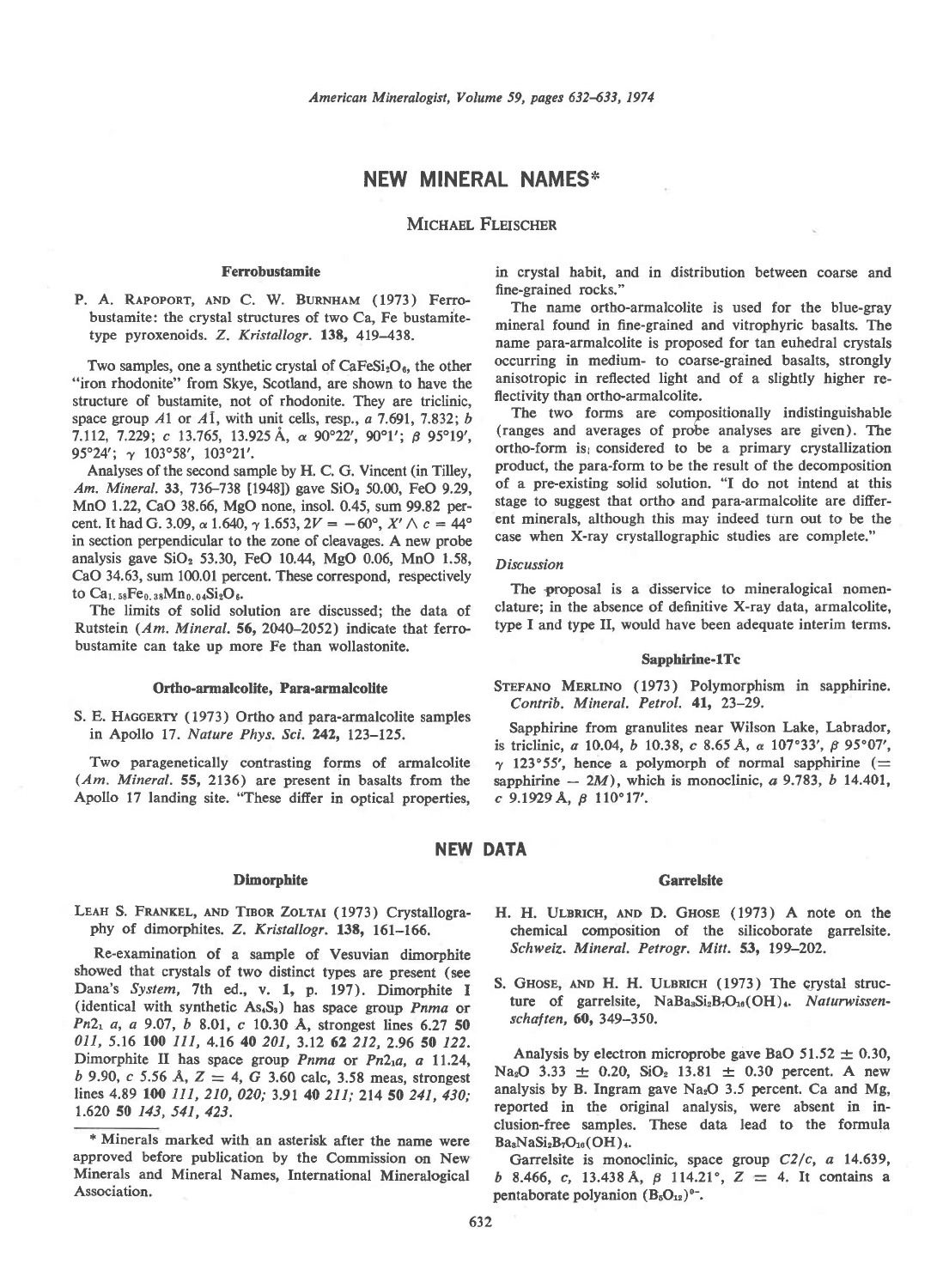# NEW MINERAL NAMES*

MICHAEL FLEISCHER

### Ferrobustamite

P. A. RAPOPORT, AND C. W. BURNHAM (1973) Ferrobustamite: the crystal structures of two Ca, Fe bustamite-type pyroxenoids. *Z. Kristallogr.* **138,** 419–438.

Two samples, one a synthetic crystal of $CaFeSi_2O_6$, the other "iron rhodonite" from Skye, Scotland, are shown to have the structure of bustamite, not of rhodonite. They are triclinic, space group $A1$ or $A\bar{1}$, with unit cells, resp., *a* 7.691, 7.832; *b* 7.112, 7.229; *c* 13.765, 13.925 Å, $\alpha$ 90°22′, 90°1′; $\beta$ 95°19′, 95°24′; $\gamma$ 103°58′, 103°21′.

Analyses of the second sample by H. C. G. Vincent (in Tilley, *Am. Mineral.* **33,** 736–738 [1948]) gave $SiO_2$ 50.00, FeO 9.29, MnO 1.22, CaO 38.66, MgO none, insol. 0.45, sum 99.82 percent. It had G. 3.09, $\alpha$ 1.640, $\gamma$ 1.653, $2V = -60°$, $X' \wedge c = 44°$ in section perpendicular to the zone of cleavages. A new probe analysis gave $SiO_2$ 53.30, FeO 10.44, MgO 0.06, MnO 1.58, CaO 34.63, sum 100.01 percent. These correspond, respectively to $Ca_{1.58}Fe_{0.38}Mn_{0.04}Si_2O_6$.

The limits of solid solution are discussed; the data of Rutstein (*Am. Mineral.* **56,** 2040–2052) indicate that ferrobustamite can take up more Fe than wollastonite.

### Ortho-armalcolite, Para-armalcolite

S. E. HAGGERTY (1973) Ortho and para-armalcolite samples in Apollo 17. *Nature Phys. Sci.* **242,** 123–125.

Two paragenetically contrasting forms of armalcolite (*Am. Mineral.* **55,** 2136) are present in basalts from the Apollo 17 landing site. "These differ in optical properties, in crystal habit, and in distribution between coarse and fine-grained rocks."

The name ortho-armalcolite is used for the blue-gray mineral found in fine-grained and vitrophyric basalts. The name para-armalcolite is proposed for tan euhedral crystals occurring in medium- to coarse-grained basalts, strongly anisotropic in reflected light and of a slightly higher reflectivity than ortho-armalcolite.

The two forms are compositionally indistinguishable (ranges and averages of probe analyses are given). The ortho-form is considered to be a primary crystallization product, the para-form to be the result of the decomposition of a pre-existing solid solution. "I do not intend at this stage to suggest that ortho and para-armalcolite are different minerals, although this may indeed turn out to be the case when X-ray crystallographic studies are complete."

*Discussion*

The proposal is a disservice to mineralogical nomenclature; in the absence of definitive X-ray data, armalcolite, type I and type II, would have been adequate interim terms.

### Sapphirine-1Tc

STEFANO MERLINO (1973) Polymorphism in sapphirine. *Contrib. Mineral. Petrol.* **41,** 23–29.

Sapphirine from granulites near Wilson Lake, Labrador, is triclinic, *a* 10.04, *b* 10.38, *c* 8.65 Å, $\alpha$ 107°33′, $\beta$ 95°07′, $\gamma$ 123°55′, hence a polymorph of normal sapphirine (= sapphirine − *2M*), which is monoclinic, *a* 9.783, *b* 14.401, *c* 9.1929 Å, $\beta$ 110°17′.

# NEW DATA

### Dimorphite

LEAH S. FRANKEL, AND TIBOR ZOLTAI (1973) Crystallography of dimorphites. *Z. Kristallogr.* **138,** 161–166.

Re-examination of a sample of Vesuvian dimorphite showed that crystals of two distinct types are present (see Dana's *System,* 7th ed., v. **1,** p. 197). Dimorphite I (identical with synthetic $As_4S_3$) has space group *Pnma* or $Pn2_1a$, *a* 9.07, *b* 8.01, *c* 10.30 Å, strongest lines 6.27 **50** *011,* 5.16 **100** *111,* 4.16 **40** *201,* 3.12 **62** *212,* 2.96 **50** *122.* Dimorphite II has space group *Pnma* or $Pn2_1a$, *a* 11.24, *b* 9.90, *c* 5.56 Å, *Z* = 4, *G* 3.60 calc, 3.58 meas, strongest lines 4.89 **100** *111, 210, 020;* 3.91 **40** *211;* 214 **50** *241, 430;* 1.620 **50** *143, 541, 423.*

### Garrelsite

H. H. ULBRICH, AND D. GHOSE (1973) A note on the chemical composition of the silicoborate garrelsite. *Schweiz. Mineral. Petrogr. Mitt.* **53,** 199–202.

S. GHOSE, AND H. H. ULBRICH (1973) The crystal structure of garrelsite, $NaBa_3Si_2B_7O_{16}(OH)_4$. *Naturwissenschaften,* **60,** 349–350.

Analysis by electron microprobe gave BaO 51.52 ± 0.30, $Na_2O$ 3.33 ± 0.20, $SiO_2$ 13.81 ± 0.30 percent. A new analysis by B. Ingram gave $Na_2O$ 3.5 percent. Ca and Mg, reported in the original analysis, were absent in inclusion-free samples. These data lead to the formula $Ba_3NaSi_2B_7O_{16}(OH)_4$.

Garrelsite is monoclinic, space group *C2/c*, *a* 14.639, *b* 8.466, *c,* 13.438 Å, $\beta$ 114.21°, *Z* = 4. It contains a pentaborate polyanion $(B_5O_{12})^{9-}$.

\* Minerals marked with an asterisk after the name were approved before publication by the Commission on New Minerals and Mineral Names, International Mineralogical Association.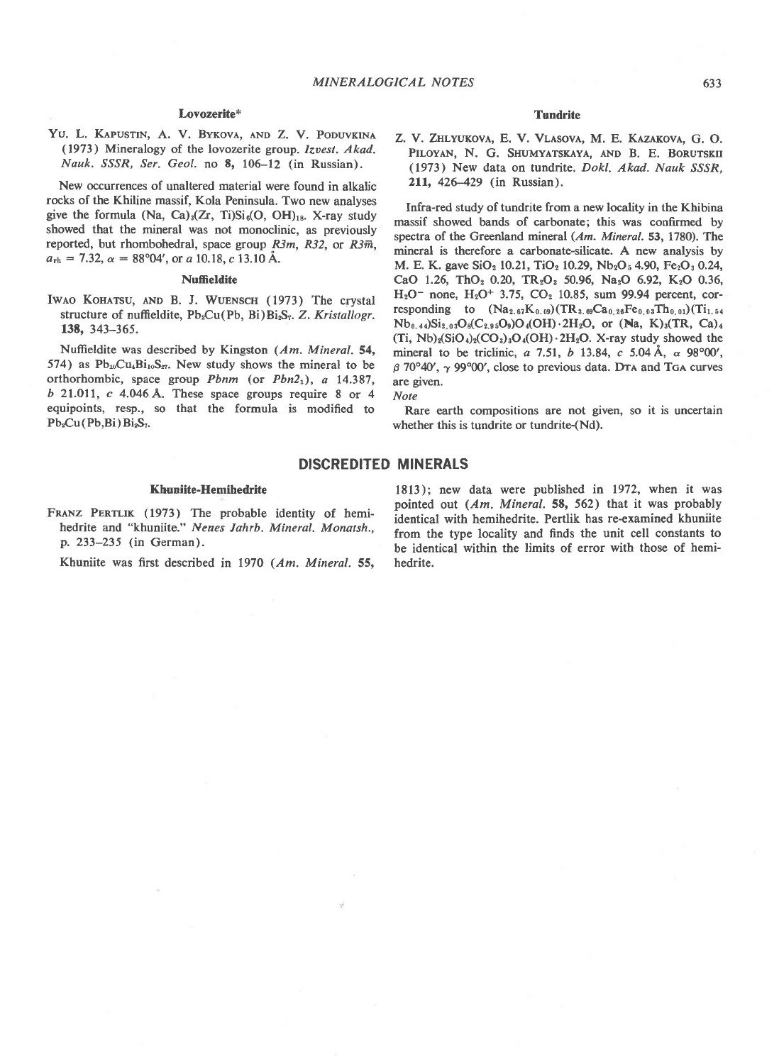### Lovozerite*

Yu. L. Kapustin, A. V. Bykova, and Z. V. Poduvkina (1973) Mineralogy of the lovozerite group. *Izvest. Akad. Nauk. SSSR, Ser. Geol.* no **8**, 106–12 (in Russian).

New occurrences of unaltered material were found in alkalic rocks of the Khiline massif, Kola Peninsula. Two new analyses give the formula $(Na, Ca)_3(Zr, Ti)Si_6(O, OH)_{18}$. X-ray study showed that the mineral was not monoclinic, as previously reported, but rhombohedral, space group *R3m*, *R32*, or *R3̄m*, $a_{rh}$ = 7.32, α = 88°04′, or *a* 10.18, *c* 13.10 Å.

### Nuffieldite

Iwao Kohatsu, and B. J. Wuensch (1973) The crystal structure of nuffieldite, $Pb_2Cu(Pb, Bi)Bi_2S_7$. *Z. Kristallogr.* **138**, 343–365.

Nuffieldite was described by Kingston (*Am. Mineral.* **54**, 574) as $Pb_{10}Cu_4Bi_{10}S_{27}$. New study shows the mineral to be orthorhombic, space group *Pbnm* (or *Pbn*2₁), *a* 14.387, *b* 21.011, *c* 4.046 Å. These space groups require 8 or 4 equipoints, resp., so that the formula is modified to $Pb_2Cu(Pb,Bi)Bi_2S_7$.

### Tundrite

Z. V. Zhlyukova, E. V. Vlasova, M. E. Kazakova, G. O. Piloyan, N. G. Shumyatskaya, and B. E. Borutskii (1973) New data on tundrite. *Dokl. Akad. Nauk SSSR*, **211**, 426–429 (in Russian).

Infra-red study of tundrite from a new locality in the Khibina massif showed bands of carbonate; this was confirmed by spectra of the Greenland mineral (*Am. Mineral.* **53**, 1780). The mineral is therefore a carbonate-silicate. A new analysis by M. E. K. gave $SiO_2$ 10.21, $TiO_2$ 10.29, $Nb_2O_5$ 4.90, $Fe_2O_3$ 0.24, CaO 1.26, $ThO_2$ 0.20, $TR_2O_3$ 50.96, $Na_2O$ 6.92, $K_2O$ 0.36, $H_2O^-$ none, $H_2O^+$ 3.75, $CO_2$ 10.85, sum 99.94 percent, corresponding to $(Na_{2.67}K_{0.09})(TR_{3.69}Ca_{0.26}Fe_{0.03}Th_{0.01})(Ti_{1.54}Nb_{0.44})Si_{2.03}O_8(C_{2.95}O_9)O_4(OH)\cdot 2H_2O$, or $(Na, K)_3(TR, Ca)_4(Ti, Nb)_2(SiO_4)_2(CO_3)_3O_4(OH)\cdot 2H_2O$. X-ray study showed the mineral to be triclinic, *a* 7.51, *b* 13.84, *c* 5.04 Å, α 98°00′, β 70°40′, γ 99°00′, close to previous data. DTA and TGA curves are given.

*Note*

Rare earth compositions are not given, so it is uncertain whether this is tundrite or tundrite-(Nd).

## DISCREDITED MINERALS

### Khuniite-Hemihedrite

Franz Pertlik (1973) The probable identity of hemihedrite and "khuniite." *Neues Jahrb. Mineral. Monatsh.*, p. 233–235 (in German).

Khuniite was first described in 1970 (*Am. Mineral.* **55**, 1813); new data were published in 1972, when it was pointed out (*Am. Mineral.* **58**, 562) that it was probably identical with hemihedrite. Pertlik has re-examined khuniite from the type locality and finds the unit cell constants to be identical within the limits of error with those of hemihedrite.